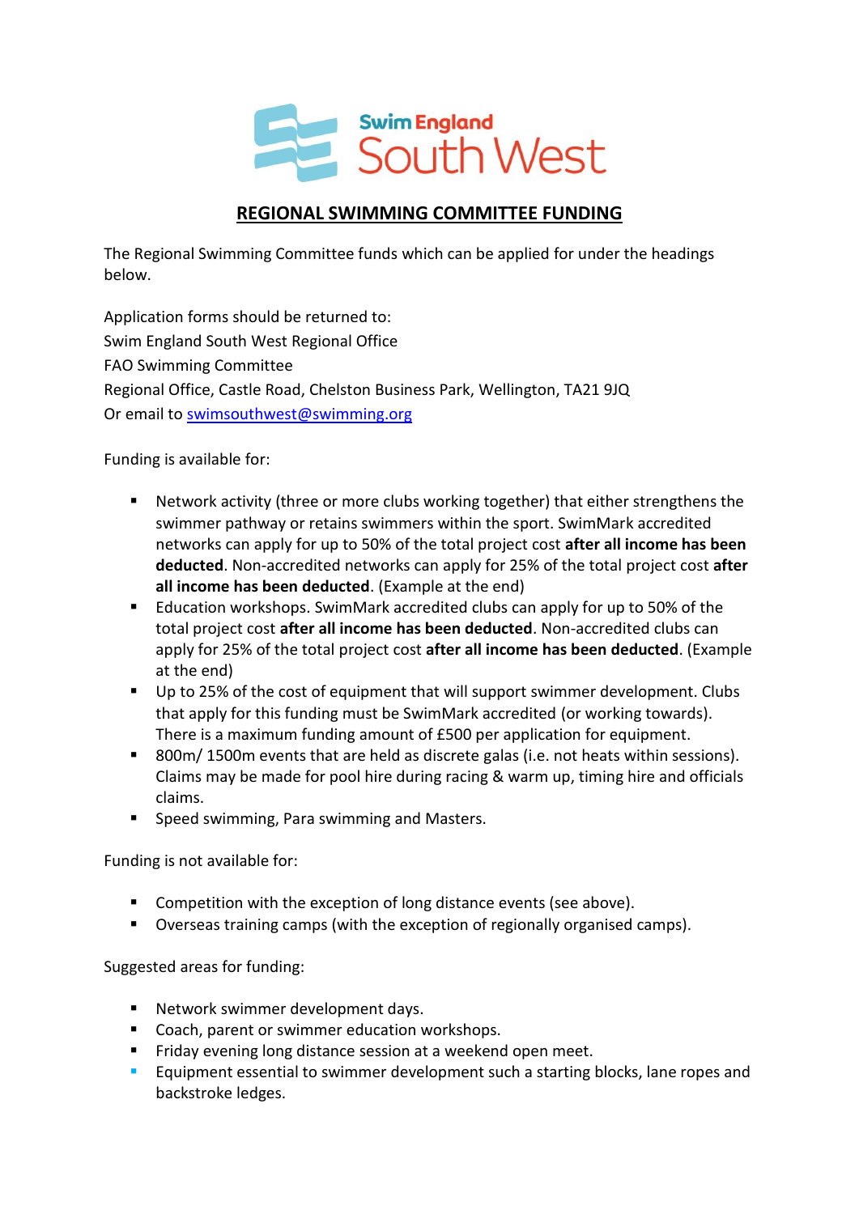Swim England South West

# REGIONAL SWIMMING COMMITTEE FUNDING

The Regional Swimming Committee funds which can be applied for under the headings below.

Application forms should be returned to:
Swim England South West Regional Office
FAO Swimming Committee
Regional Office, Castle Road, Chelston Business Park, Wellington, TA21 9JQ
Or email to swimsouthwest@swimming.org

Funding is available for:

- Network activity (three or more clubs working together) that either strengthens the swimmer pathway or retains swimmers within the sport. SwimMark accredited networks can apply for up to 50% of the total project cost **after all income has been deducted**. Non-accredited networks can apply for 25% of the total project cost **after all income has been deducted**. (Example at the end)
- Education workshops. SwimMark accredited clubs can apply for up to 50% of the total project cost **after all income has been deducted**. Non-accredited clubs can apply for 25% of the total project cost **after all income has been deducted**. (Example at the end)
- Up to 25% of the cost of equipment that will support swimmer development. Clubs that apply for this funding must be SwimMark accredited (or working towards). There is a maximum funding amount of £500 per application for equipment.
- 800m/ 1500m events that are held as discrete galas (i.e. not heats within sessions). Claims may be made for pool hire during racing & warm up, timing hire and officials claims.
- Speed swimming, Para swimming and Masters.

Funding is not available for:

- Competition with the exception of long distance events (see above).
- Overseas training camps (with the exception of regionally organised camps).

Suggested areas for funding:

- Network swimmer development days.
- Coach, parent or swimmer education workshops.
- Friday evening long distance session at a weekend open meet.
- Equipment essential to swimmer development such a starting blocks, lane ropes and backstroke ledges.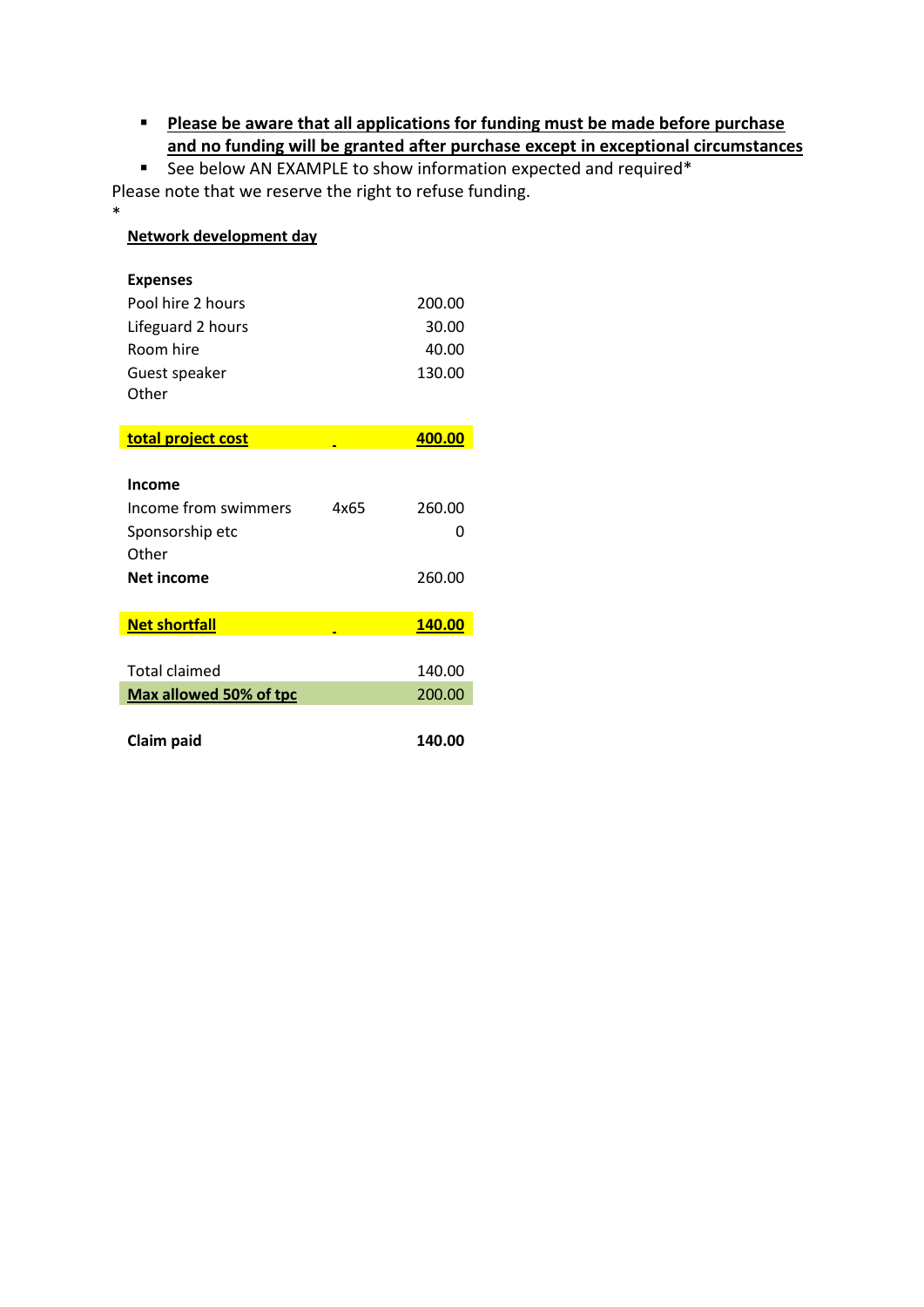- **Please be aware that all applications for funding must be made before purchase and no funding will be granted after purchase except in exceptional circumstances**
- See below AN EXAMPLE to show information expected and required*

Please note that we reserve the right to refuse funding.

*

**Network development day**

| | | |
|---|---|---|
| **Expenses** | | |
| Pool hire 2 hours | | 200.00 |
| Lifeguard 2 hours | | 30.00 |
| Room hire | | 40.00 |
| Guest speaker | | 130.00 |
| Other | | |
| **total project cost** | | **400.00** |
| | | |
| **Income** | | |
| Income from swimmers | 4x65 | 260.00 |
| Sponsorship etc | | 0 |
| Other | | |
| **Net income** | | 260.00 |
| | | |
| **Net shortfall** | | **140.00** |
| | | |
| Total claimed | | 140.00 |
| **Max allowed 50% of tpc** | | 200.00 |
| | | |
| **Claim paid** | | **140.00** |